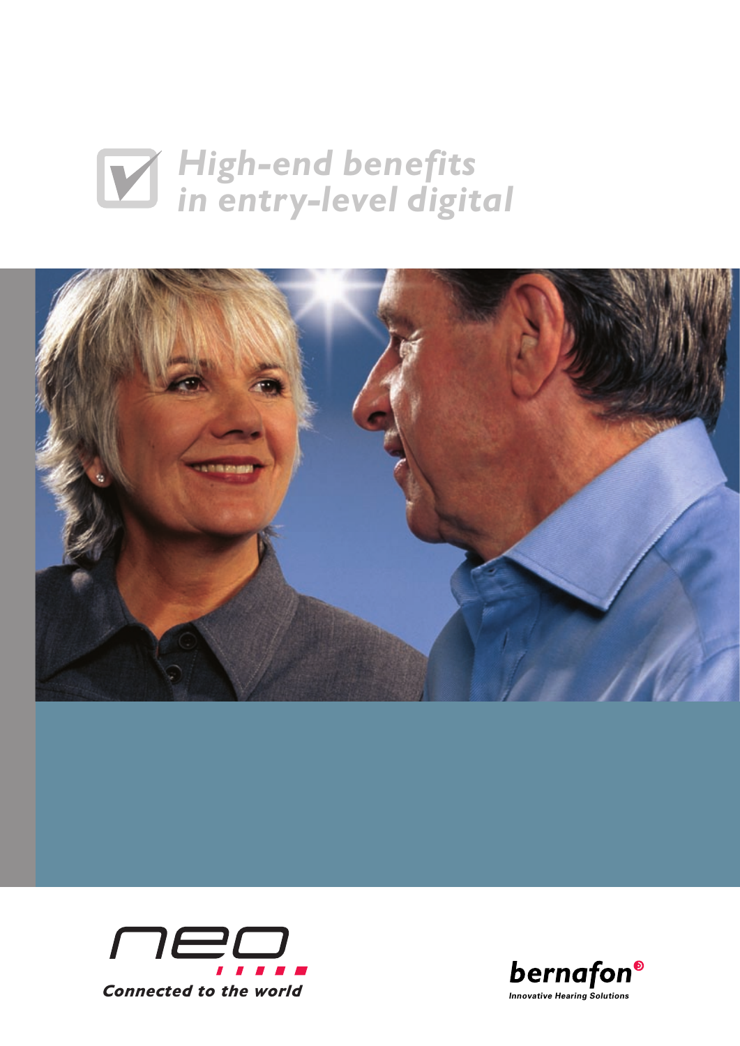# High-end benefits in entry-level digital

neo

Connected to the world

bernafon

Innovative Hearing Solutions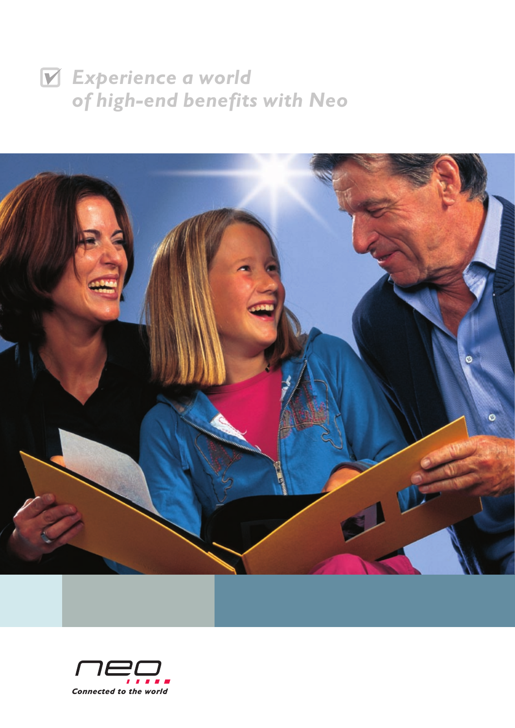# ☑ Experience a world of high-end benefits with Neo

neo

*Connected to the world*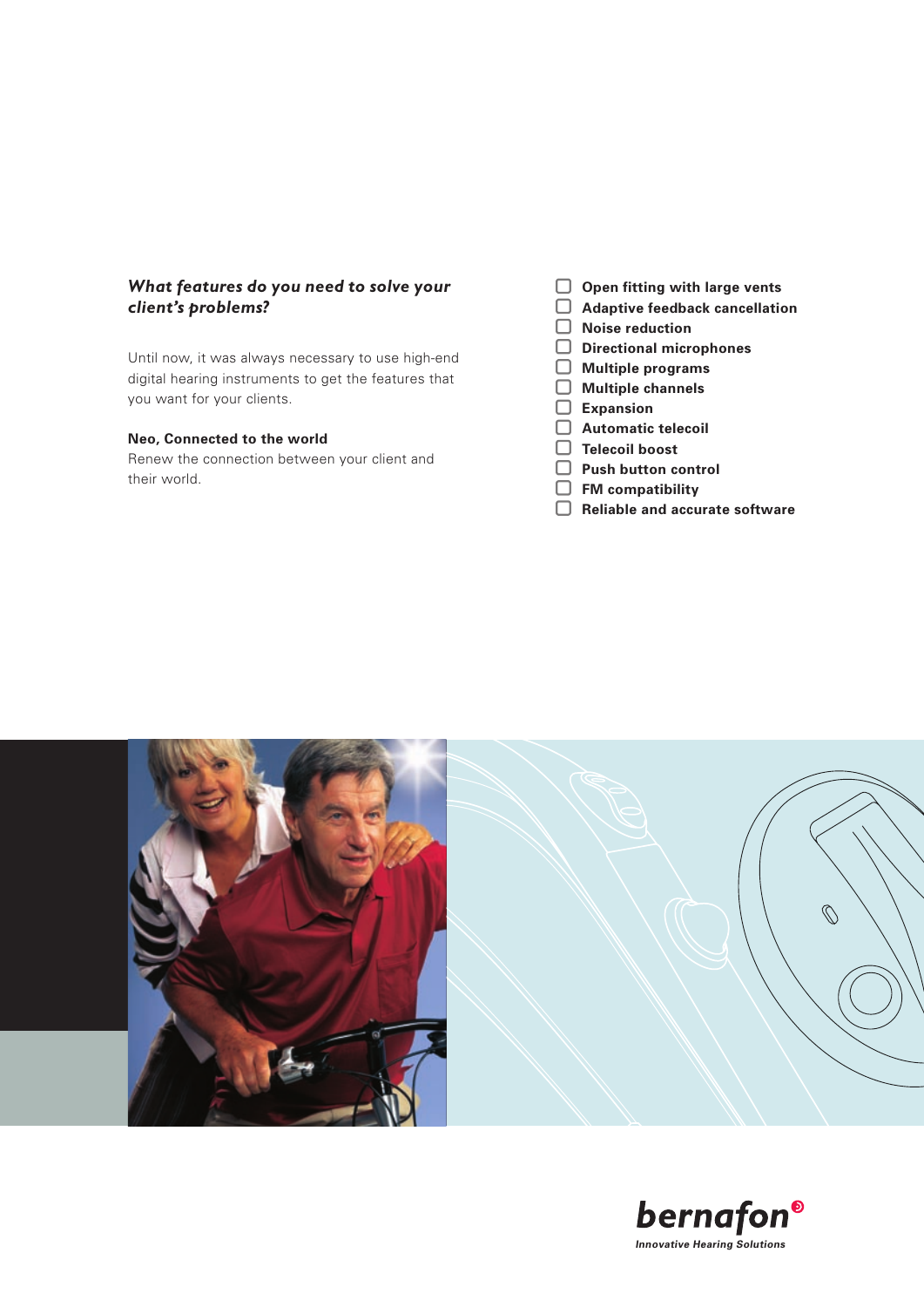***What features do you need to solve your client's problems?***

Until now, it was always necessary to use high-end digital hearing instruments to get the features that you want for your clients.

**Neo, Connected to the world**

Renew the connection between your client and their world.

- [ ] **Open fitting with large vents**
- [ ] **Adaptive feedback cancellation**
- [ ] **Noise reduction**
- [ ] **Directional microphones**
- [ ] **Multiple programs**
- [ ] **Multiple channels**
- [ ] **Expansion**
- [ ] **Automatic telecoil**
- [ ] **Telecoil boost**
- [ ] **Push button control**
- [ ] **FM compatibility**
- [ ] **Reliable and accurate software**

**bernafon**

***Innovative Hearing Solutions***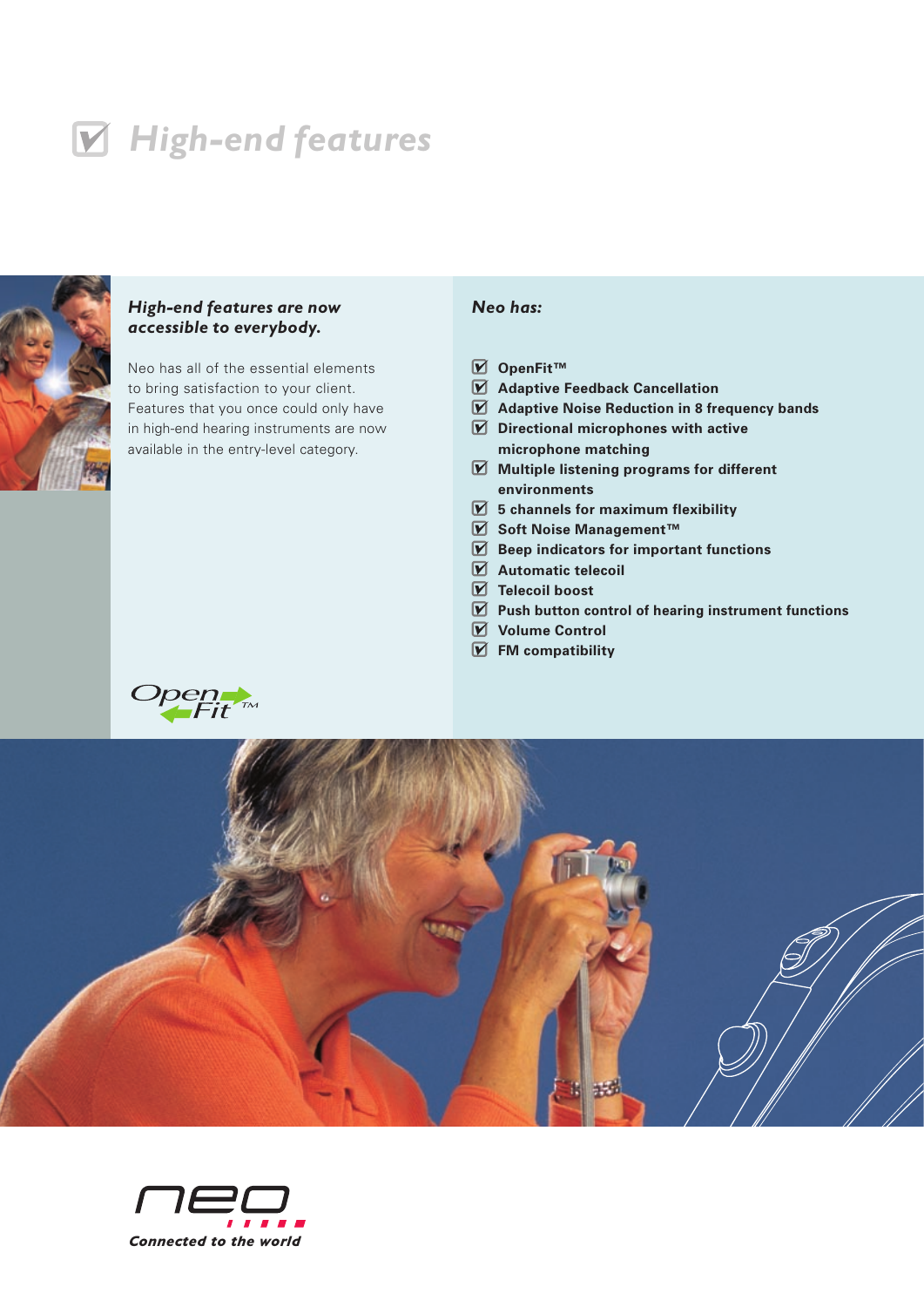# High-end features

***High-end features are now accessible to everybody.***

Neo has all of the essential elements to bring satisfaction to your client. Features that you once could only have in high-end hearing instruments are now available in the entry-level category.

***Neo has:***

- **OpenFit™**
- **Adaptive Feedback Cancellation**
- **Adaptive Noise Reduction in 8 frequency bands**
- **Directional microphones with active microphone matching**
- **Multiple listening programs for different environments**
- **5 channels for maximum flexibility**
- **Soft Noise Management™**
- **Beep indicators for important functions**
- **Automatic telecoil**
- **Telecoil boost**
- **Push button control of hearing instrument functions**
- **Volume Control**
- **FM compatibility**

OpenFit™

neo

***Connected to the world***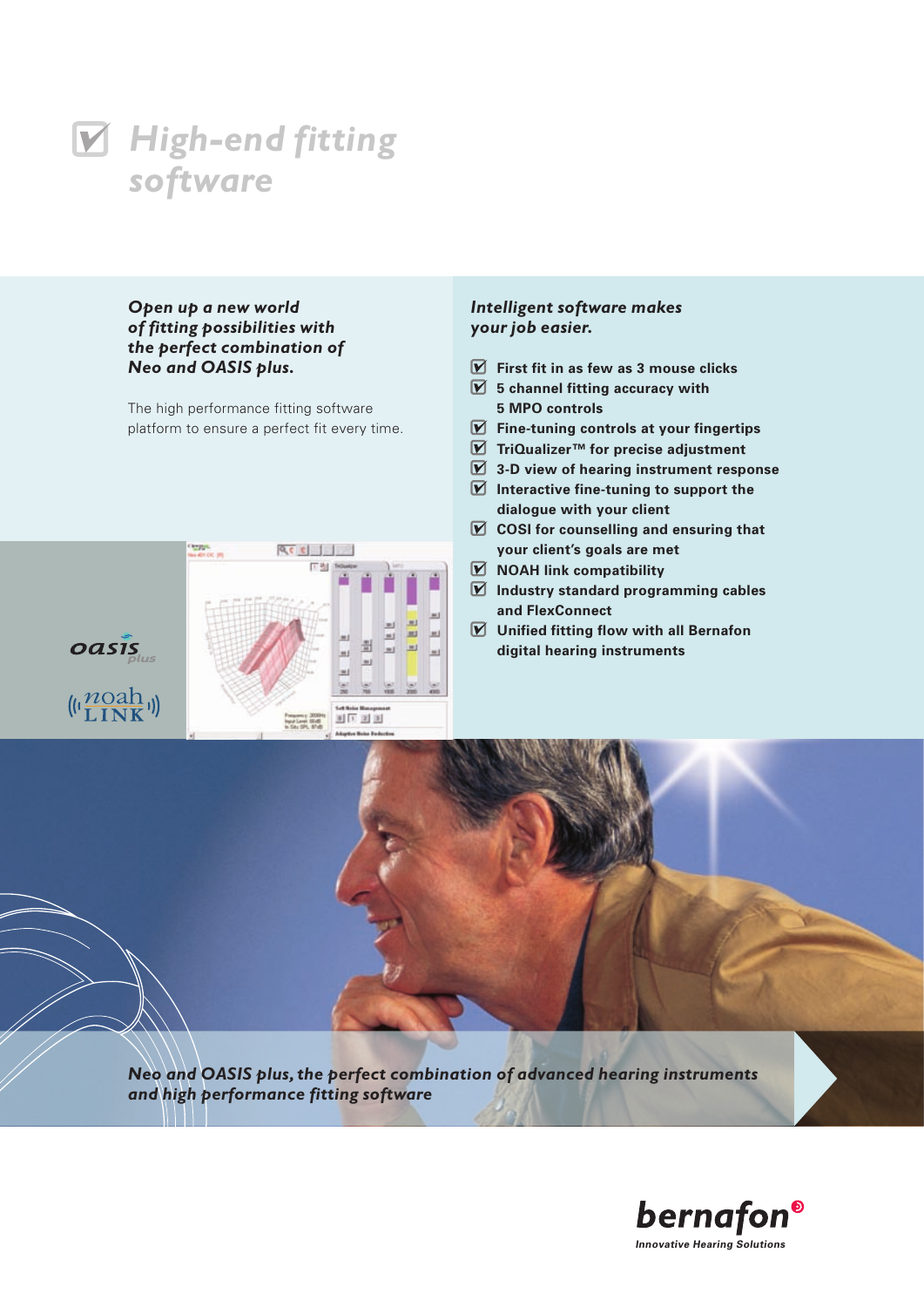# High-end fitting software

***Open up a new world of fitting possibilities with the perfect combination of Neo and OASIS plus.***

The high performance fitting software platform to ensure a perfect fit every time.

***Intelligent software makes your job easier.***

- **First fit in as few as 3 mouse clicks**
- **5 channel fitting accuracy with 5 MPO controls**
- **Fine-tuning controls at your fingertips**
- **TriQualizer™ for precise adjustment**
- **3-D view of hearing instrument response**
- **Interactive fine-tuning to support the dialogue with your client**
- **COSI for counselling and ensuring that your client's goals are met**
- **NOAH link compatibility**
- **Industry standard programming cables and FlexConnect**
- **Unified fitting flow with all Bernafon digital hearing instruments**

***Neo and OASIS plus, the perfect combination of advanced hearing instruments and high performance fitting software***

**bernafon**
*Innovative Hearing Solutions*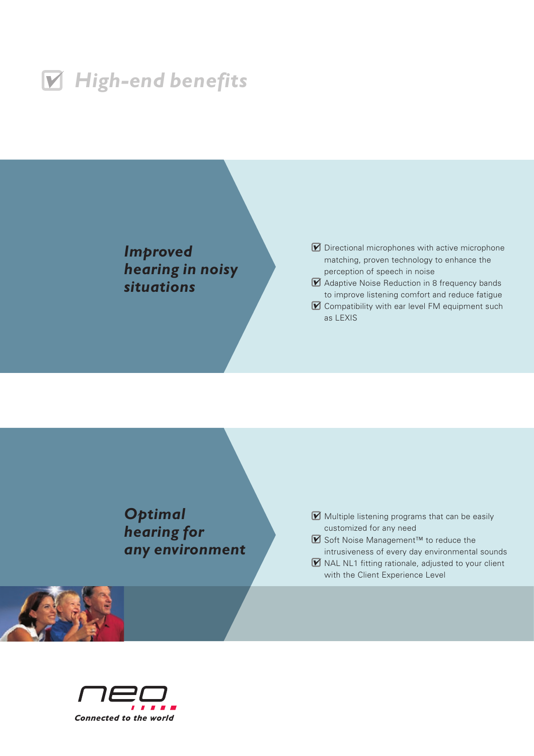# ☑ High-end benefits

## *Improved hearing in noisy situations*

- ☑ Directional microphones with active microphone matching, proven technology to enhance the perception of speech in noise
- ☑ Adaptive Noise Reduction in 8 frequency bands to improve listening comfort and reduce fatigue
- ☑ Compatibility with ear level FM equipment such as LEXIS

## *Optimal hearing for any environment*

- ☑ Multiple listening programs that can be easily customized for any need
- ☑ Soft Noise Management™ to reduce the intrusiveness of every day environmental sounds
- ☑ NAL NL1 fitting rationale, adjusted to your client with the Client Experience Level

neo

*Connected to the world*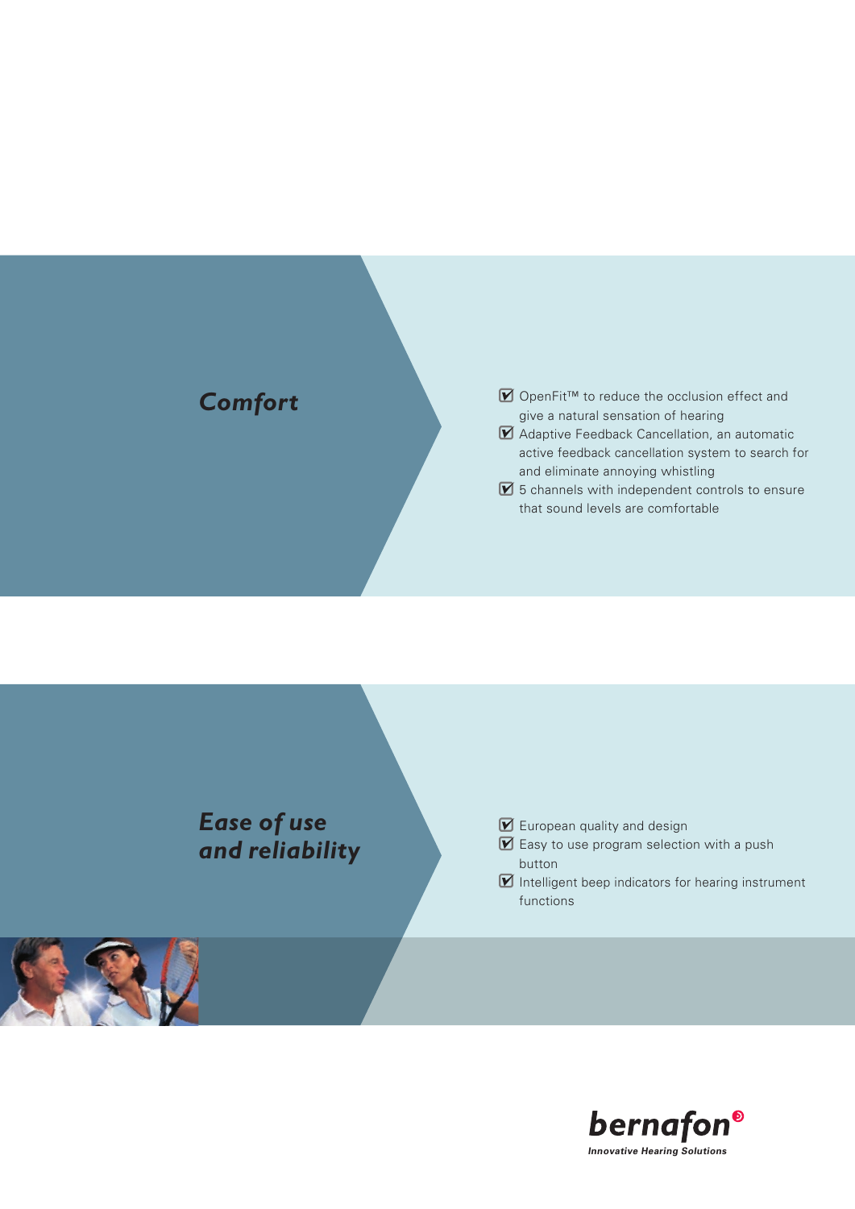## *Comfort*

- ☑ OpenFit™ to reduce the occlusion effect and give a natural sensation of hearing
- ☑ Adaptive Feedback Cancellation, an automatic active feedback cancellation system to search for and eliminate annoying whistling
- ☑ 5 channels with independent controls to ensure that sound levels are comfortable

## *Ease of use and reliability*

- ☑ European quality and design
- ☑ Easy to use program selection with a push button
- ☑ Intelligent beep indicators for hearing instrument functions

**bernafon**

***Innovative Hearing Solutions***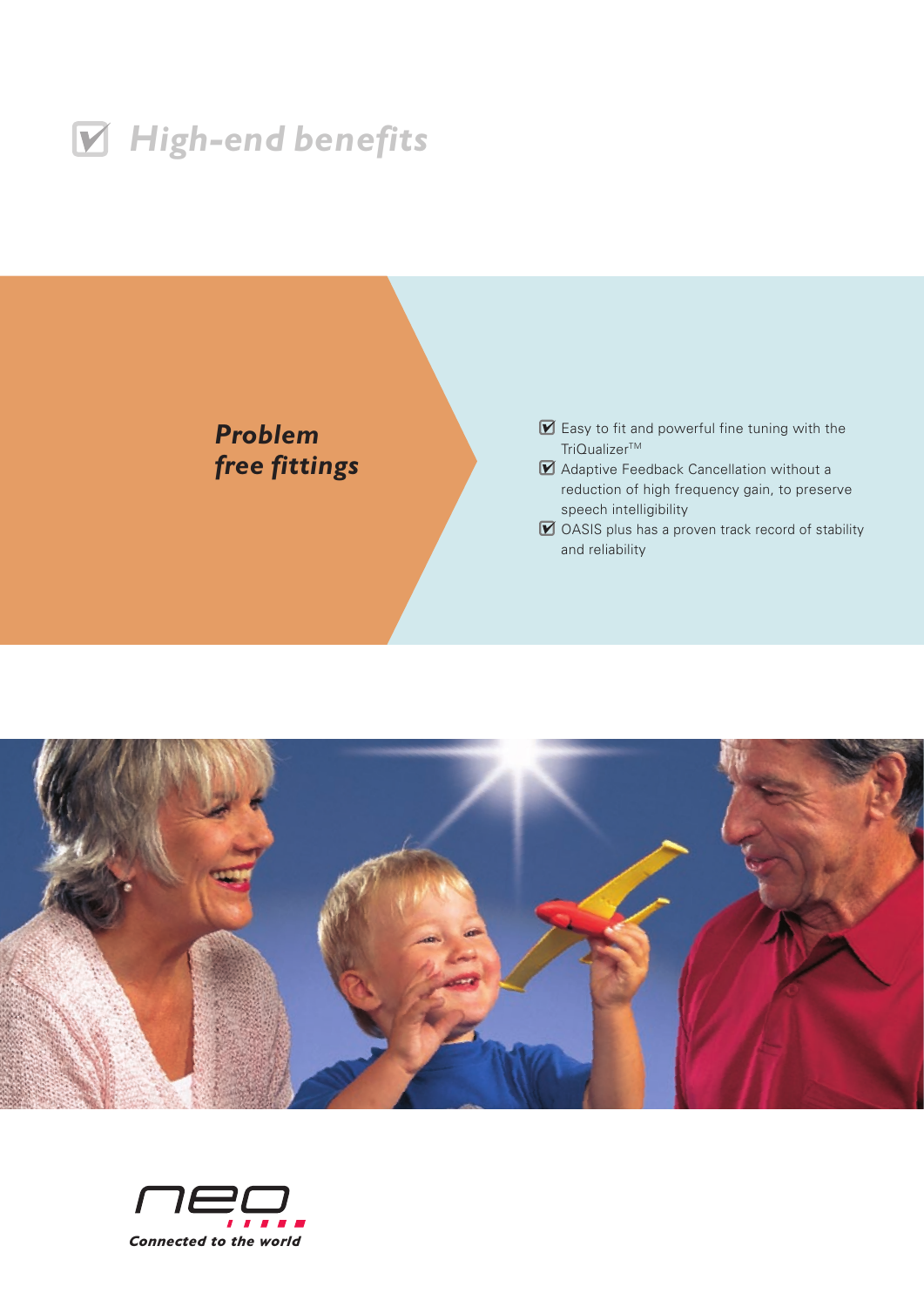# ☑ *High-end benefits*

## ***Problem free fittings***

- ☑ Easy to fit and powerful fine tuning with the TriQualizer™
- ☑ Adaptive Feedback Cancellation without a reduction of high frequency gain, to preserve speech intelligibility
- ☑ OASIS plus has a proven track record of stability and reliability

neo

***Connected to the world***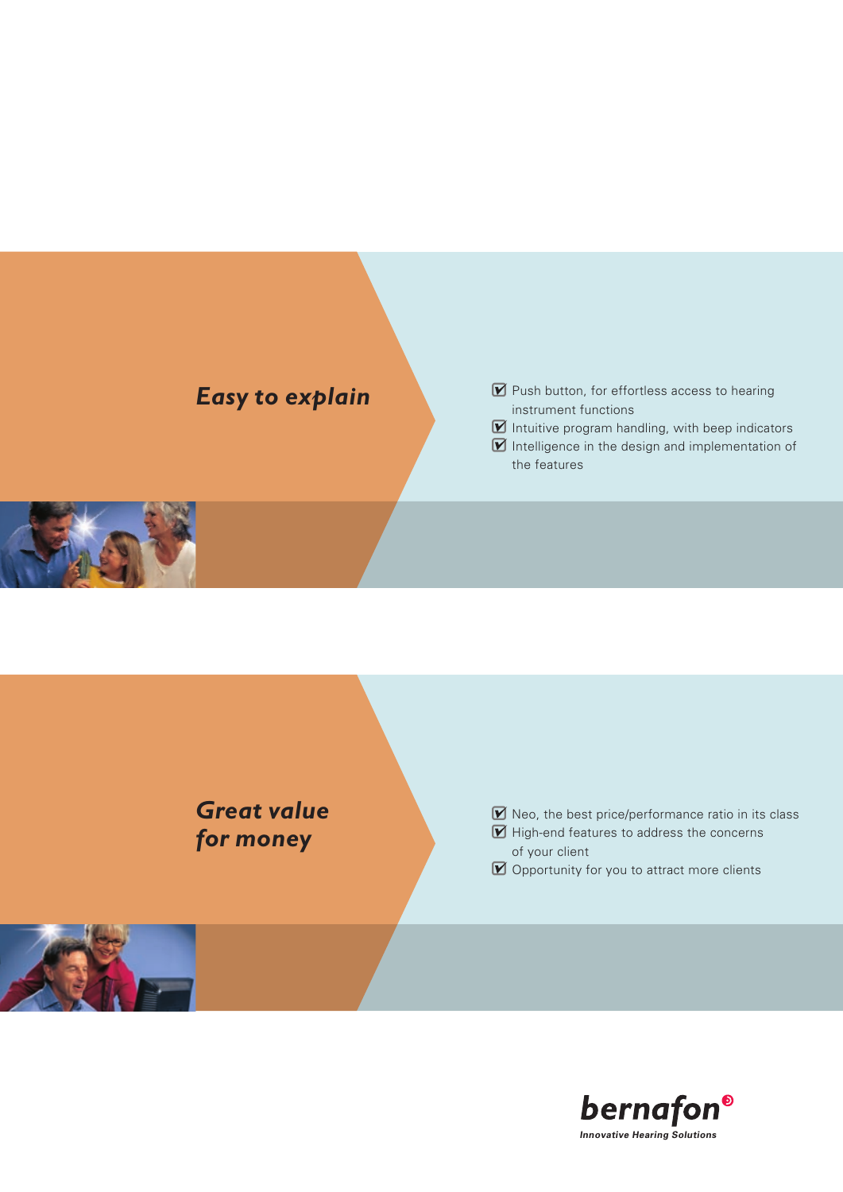## *Easy to explain*

- ☑ Push button, for effortless access to hearing instrument functions
- ☑ Intuitive program handling, with beep indicators
- ☑ Intelligence in the design and implementation of the features

## *Great value for money*

- ☑ Neo, the best price/performance ratio in its class
- ☑ High-end features to address the concerns of your client
- ☑ Opportunity for you to attract more clients

**bernafon**
*Innovative Hearing Solutions*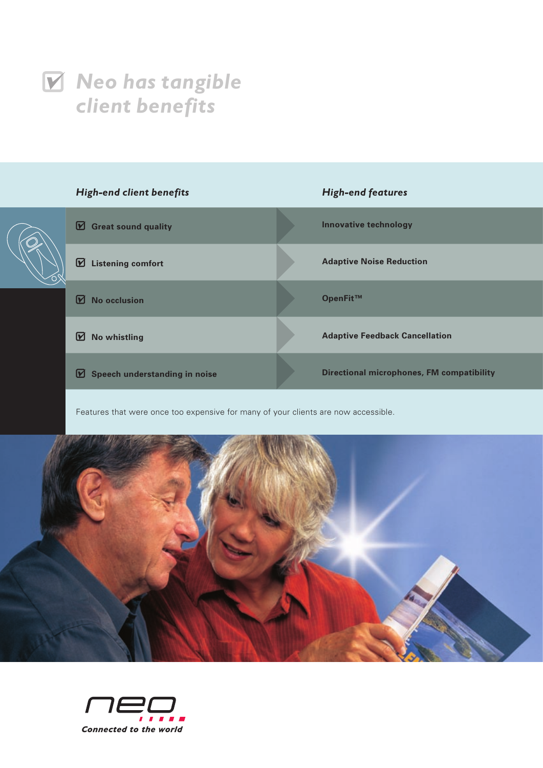# ☑ Neo has tangible client benefits

| *High-end client benefits* | *High-end features* |
| --- | --- |
| ☑ Great sound quality | Innovative technology |
| ☑ Listening comfort | Adaptive Noise Reduction |
| ☑ No occlusion | OpenFit™ |
| ☑ No whistling | Adaptive Feedback Cancellation |
| ☑ Speech understanding in noise | Directional microphones, FM compatibility |

Features that were once too expensive for many of your clients are now accessible.

neo

*Connected to the world*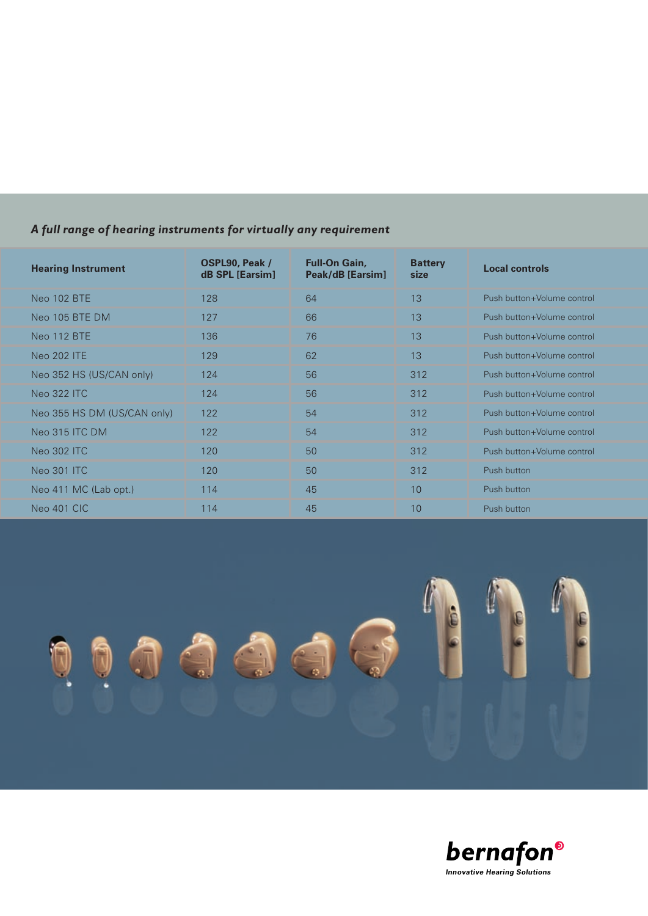*A full range of hearing instruments for virtually any requirement*

| Hearing Instrument | OSPL90, Peak / dB SPL [Earsim] | Full-On Gain, Peak/dB [Earsim] | Battery size | Local controls |
|---|---|---|---|---|
| Neo 102 BTE | 128 | 64 | 13 | Push button+Volume control |
| Neo 105 BTE DM | 127 | 66 | 13 | Push button+Volume control |
| Neo 112 BTE | 136 | 76 | 13 | Push button+Volume control |
| Neo 202 ITE | 129 | 62 | 13 | Push button+Volume control |
| Neo 352 HS (US/CAN only) | 124 | 56 | 312 | Push button+Volume control |
| Neo 322 ITC | 124 | 56 | 312 | Push button+Volume control |
| Neo 355 HS DM (US/CAN only) | 122 | 54 | 312 | Push button+Volume control |
| Neo 315 ITC DM | 122 | 54 | 312 | Push button+Volume control |
| Neo 302 ITC | 120 | 50 | 312 | Push button+Volume control |
| Neo 301 ITC | 120 | 50 | 312 | Push button |
| Neo 411 MC (Lab opt.) | 114 | 45 | 10 | Push button |
| Neo 401 CIC | 114 | 45 | 10 | Push button |

**bernafon**

*Innovative Hearing Solutions*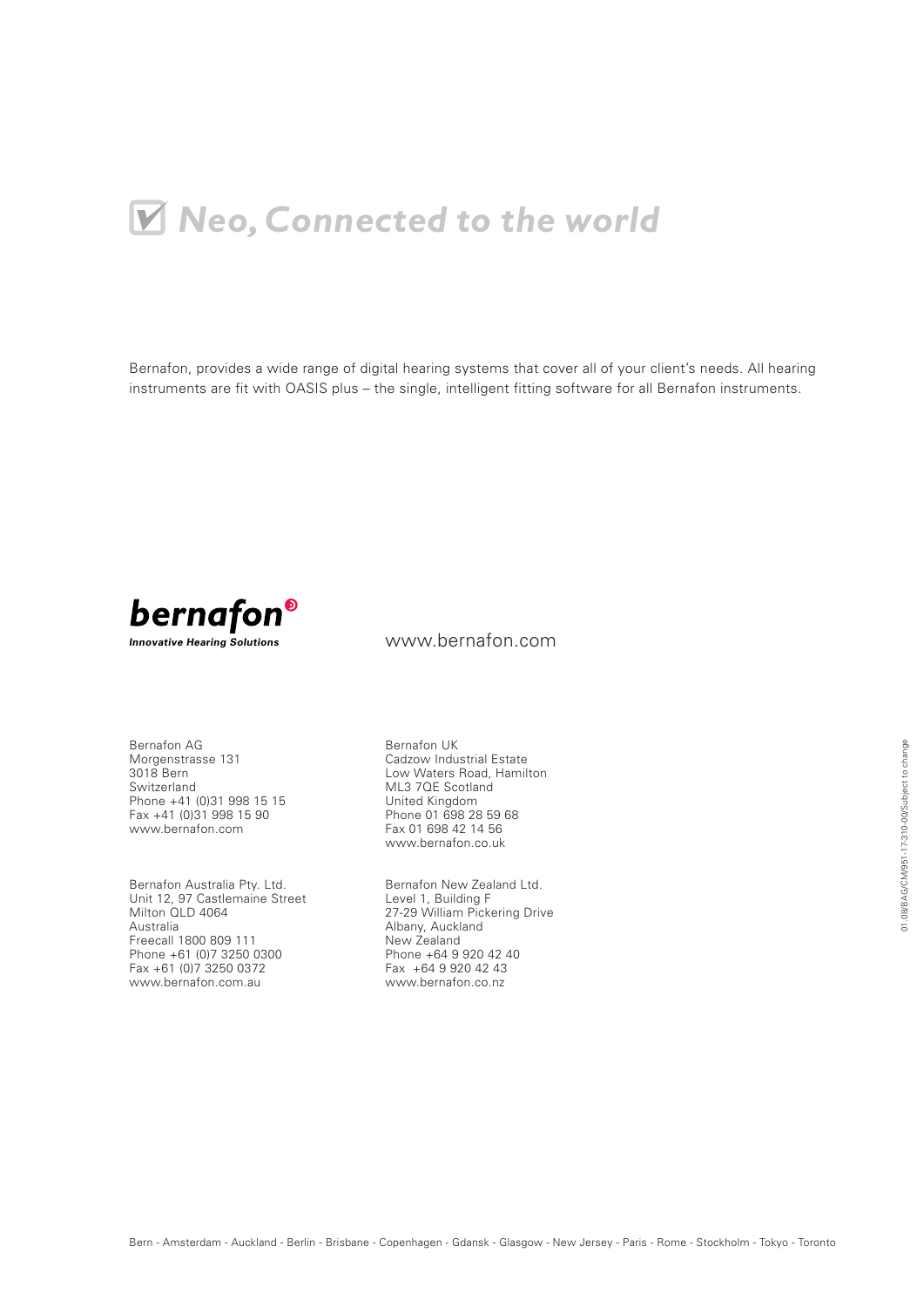# Neo, Connected to the world

Bernafon, provides a wide range of digital hearing systems that cover all of your client's needs. All hearing instruments are fit with OASIS plus – the single, intelligent fitting software for all Bernafon instruments.

**bernafon**

*Innovative Hearing Solutions*

www.bernafon.com

Bernafon AG
Morgenstrasse 131
3018 Bern
Switzerland
Phone +41 (0)31 998 15 15
Fax +41 (0)31 998 15 90
www.bernafon.com

Bernafon UK
Cadzow Industrial Estate
Low Waters Road, Hamilton
ML3 7QE Scotland
United Kingdom
Phone 01 698 28 59 68
Fax 01 698 42 14 56
www.bernafon.co.uk

Bernafon Australia Pty. Ltd.
Unit 12, 97 Castlemaine Street
Milton QLD 4064
Australia
Freecall 1800 809 111
Phone +61 (0)7 3250 0300
Fax +61 (0)7 3250 0372
www.bernafon.com.au

Bernafon New Zealand Ltd.
Level 1, Building F
27-29 William Pickering Drive
Albany, Auckland
New Zealand
Phone +64 9 920 42 40
Fax +64 9 920 42 43
www.bernafon.co.nz

01.08/BAG/CM/951-17-310-00/Subject to change

Bern - Amsterdam - Auckland - Berlin - Brisbane - Copenhagen - Gdansk - Glasgow - New Jersey - Paris - Rome - Stockholm - Tokyo - Toronto